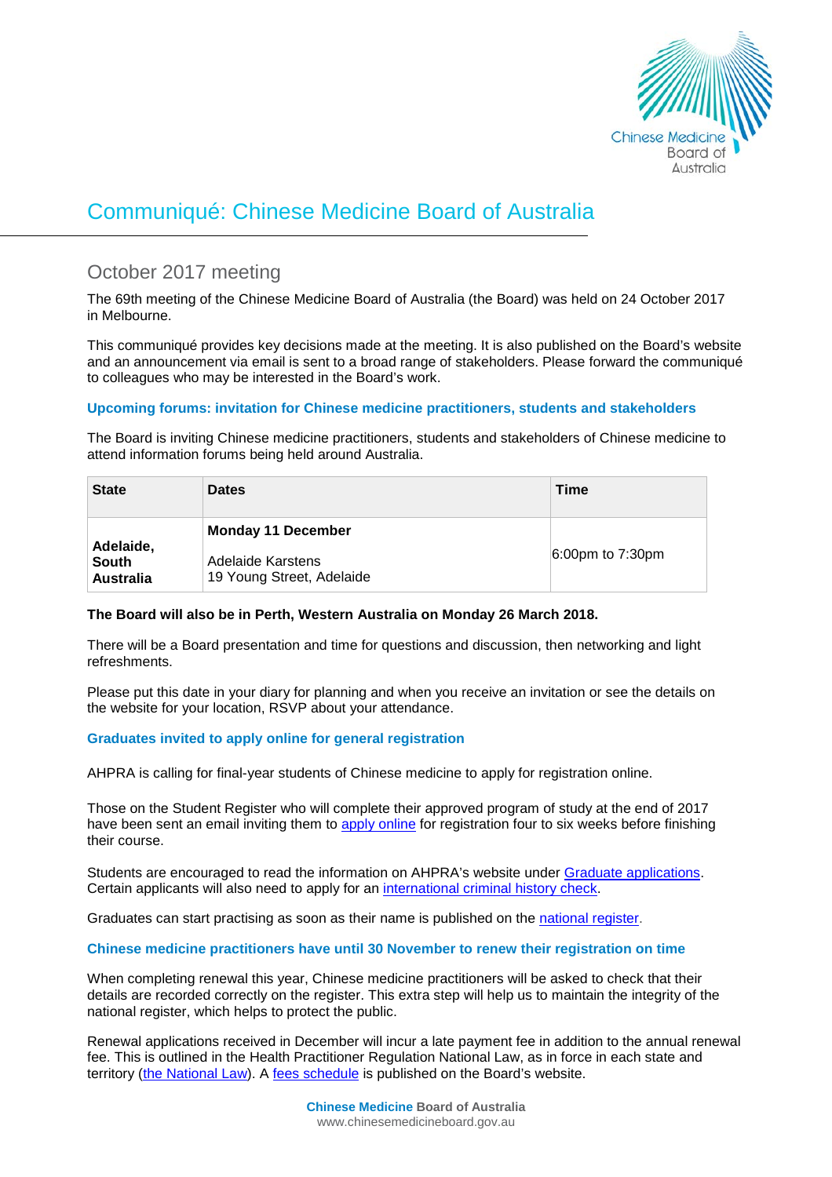# Communiqué: Chinese Medicine Board of Australia

## October 2017 meeting

The 69th meeting of the Chinese Medicine Board of Australia (the Board) was held on 24 October 2017 in Melbourne.

This communiqué provides key decisions made at the meeting. It is also published on the Board's website and an announcement via email is sent to a broad range of stakeholders. Please forward the communiqué to colleagues who may be interested in the Board's work.

### Upcoming forums: invitation for Chinese medicine practitioners, students and stakeholders

The Board is inviting Chinese medicine practitioners, students and stakeholders of Chinese medicine to attend information forums being held around Australia.

| State | Dates | Time |
|---|---|---|
| **Adelaide, South Australia** | **Monday 11 December**<br><br>Adelaide Karstens<br>19 Young Street, Adelaide | 6:00pm to 7:30pm |

**The Board will also be in Perth, Western Australia on Monday 26 March 2018.**

There will be a Board presentation and time for questions and discussion, then networking and light refreshments.

Please put this date in your diary for planning and when you receive an invitation or see the details on the website for your location, RSVP about your attendance.

### Graduates invited to apply online for general registration

AHPRA is calling for final-year students of Chinese medicine to apply for registration online.

Those on the Student Register who will complete their approved program of study at the end of 2017 have been sent an email inviting them to apply online for registration four to six weeks before finishing their course.

Students are encouraged to read the information on AHPRA's website under Graduate applications. Certain applicants will also need to apply for an international criminal history check.

Graduates can start practising as soon as their name is published on the national register.

### Chinese medicine practitioners have until 30 November to renew their registration on time

When completing renewal this year, Chinese medicine practitioners will be asked to check that their details are recorded correctly on the register. This extra step will help us to maintain the integrity of the national register, which helps to protect the public.

Renewal applications received in December will incur a late payment fee in addition to the annual renewal fee. This is outlined in the Health Practitioner Regulation National Law, as in force in each state and territory (the National Law). A fees schedule is published on the Board's website.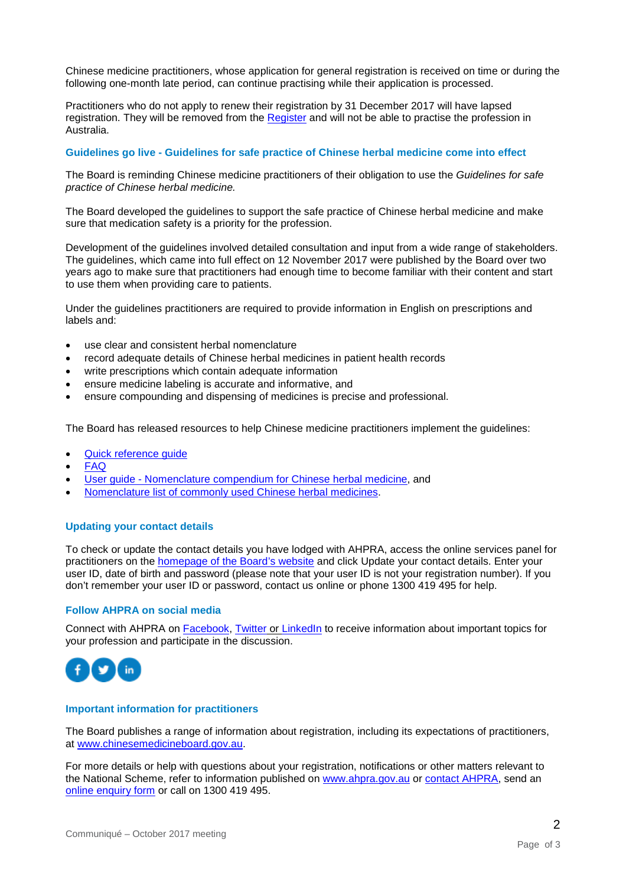Chinese medicine practitioners, whose application for general registration is received on time or during the following one-month late period, can continue practising while their application is processed.

Practitioners who do not apply to renew their registration by 31 December 2017 will have lapsed registration. They will be removed from the Register and will not be able to practise the profession in Australia.

### Guidelines go live - Guidelines for safe practice of Chinese herbal medicine come into effect

The Board is reminding Chinese medicine practitioners of their obligation to use the *Guidelines for safe practice of Chinese herbal medicine.*

The Board developed the guidelines to support the safe practice of Chinese herbal medicine and make sure that medication safety is a priority for the profession.

Development of the guidelines involved detailed consultation and input from a wide range of stakeholders. The guidelines, which came into full effect on 12 November 2017 were published by the Board over two years ago to make sure that practitioners had enough time to become familiar with their content and start to use them when providing care to patients.

Under the guidelines practitioners are required to provide information in English on prescriptions and labels and:

- use clear and consistent herbal nomenclature
- record adequate details of Chinese herbal medicines in patient health records
- write prescriptions which contain adequate information
- ensure medicine labeling is accurate and informative, and
- ensure compounding and dispensing of medicines is precise and professional.

The Board has released resources to help Chinese medicine practitioners implement the guidelines:

- Quick reference guide
- FAQ
- User guide - Nomenclature compendium for Chinese herbal medicine, and
- Nomenclature list of commonly used Chinese herbal medicines.

### Updating your contact details

To check or update the contact details you have lodged with AHPRA, access the online services panel for practitioners on the homepage of the Board's website and click Update your contact details. Enter your user ID, date of birth and password (please note that your user ID is not your registration number). If you don't remember your user ID or password, contact us online or phone 1300 419 495 for help.

### Follow AHPRA on social media

Connect with AHPRA on Facebook, Twitter or LinkedIn to receive information about important topics for your profession and participate in the discussion.

### Important information for practitioners

The Board publishes a range of information about registration, including its expectations of practitioners, at www.chinesemedicineboard.gov.au.

For more details or help with questions about your registration, notifications or other matters relevant to the National Scheme, refer to information published on www.ahpra.gov.au or contact AHPRA, send an online enquiry form or call on 1300 419 495.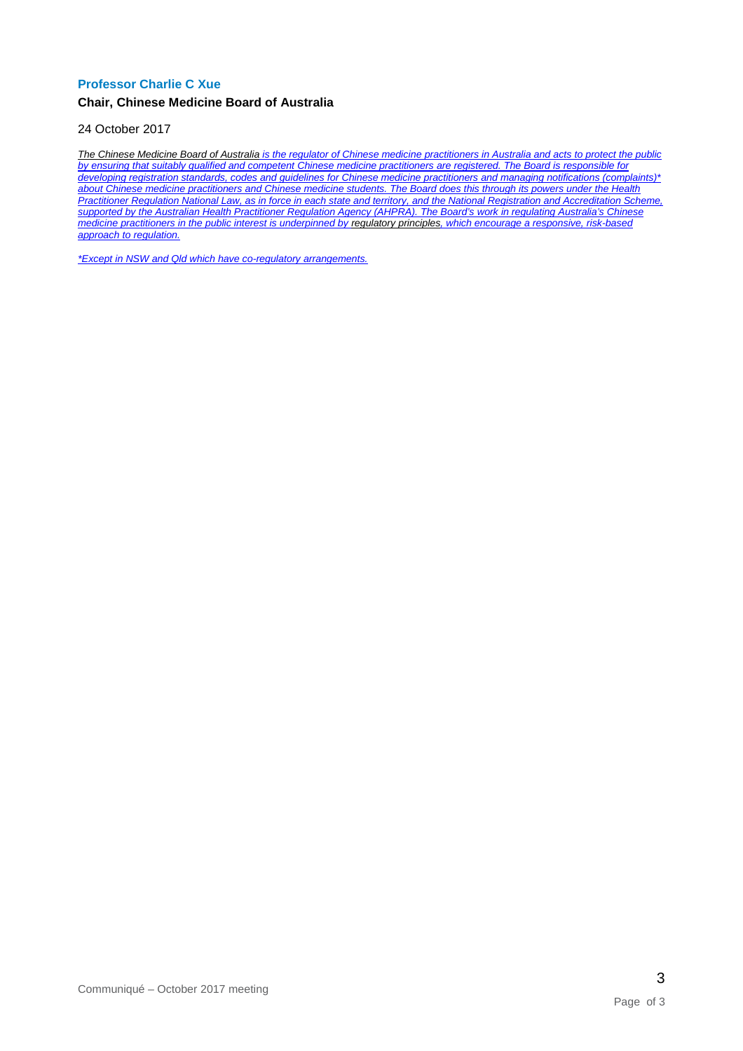**Professor Charlie C Xue**

**Chair, Chinese Medicine Board of Australia**

24 October 2017

*The Chinese Medicine Board of Australia is the regulator of Chinese medicine practitioners in Australia and acts to protect the public by ensuring that suitably qualified and competent Chinese medicine practitioners are registered. The Board is responsible for developing registration standards, codes and guidelines for Chinese medicine practitioners and managing notifications (complaints)* about Chinese medicine practitioners and Chinese medicine students. The Board does this through its powers under the Health Practitioner Regulation National Law, as in force in each state and territory, and the National Registration and Accreditation Scheme, supported by the Australian Health Practitioner Regulation Agency (AHPRA). The Board's work in regulating Australia's Chinese medicine practitioners in the public interest is underpinned by regulatory principles, which encourage a responsive, risk-based approach to regulation.*

*\*Except in NSW and Qld which have co-regulatory arrangements.*